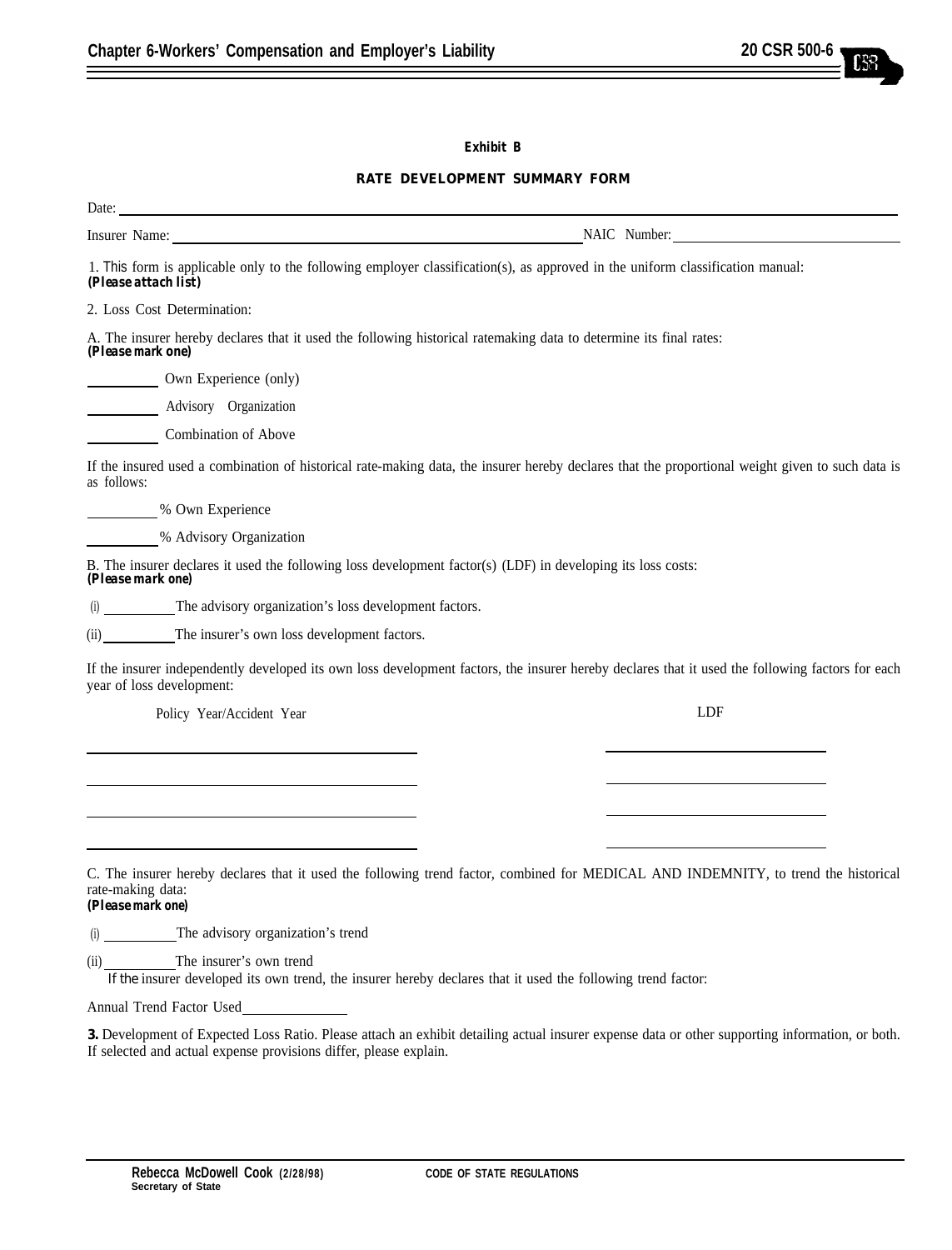**Exhibit B**

**RATE DEVELOPMENT SUMMARY FORM**

Date: ____________________

Insurer Name: ____________________ NAIC Number: ____________________

1. This form is applicable only to the following employer classification(s), as approved in the uniform classification manual:
***(Please attach list)***

2. Loss Cost Determination:

A. The insurer hereby declares that it used the following historical ratemaking data to determine its final rates:
***(Please mark one)***

__________ Own Experience (only)

__________ Advisory Organization

__________ Combination of Above

If the insured used a combination of historical rate-making data, the insurer hereby declares that the proportional weight given to such data is as follows:

__________ % Own Experience

__________ % Advisory Organization

B. The insurer declares it used the following loss development factor(s) (LDF) in developing its loss costs:
***(Please mark one)***

(i) __________ The advisory organization's loss development factors.

(ii) __________ The insurer's own loss development factors.

If the insurer independently developed its own loss development factors, the insurer hereby declares that it used the following factors for each year of loss development:

| Policy Year/Accident Year | LDF |
|---|---|
| | |
| | |
| | |
| | |

C. The insurer hereby declares that it used the following trend factor, combined for MEDICAL AND INDEMNITY, to trend the historical rate-making data:
***(Please mark one)***

(i) __________ The advisory organization's trend

(ii) __________ The insurer's own trend

If the insurer developed its own trend, the insurer hereby declares that it used the following trend factor:

Annual Trend Factor Used __________

**3.** Development of Expected Loss Ratio. Please attach an exhibit detailing actual insurer expense data or other supporting information, or both. If selected and actual expense provisions differ, please explain.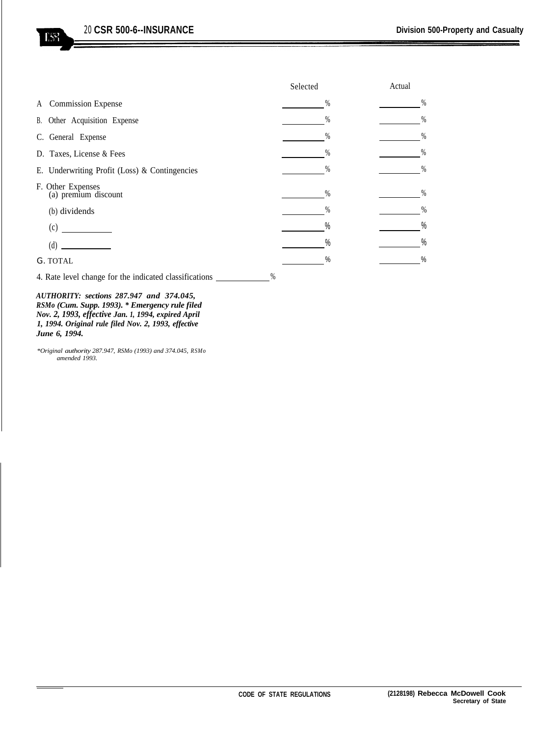| | Selected | Actual |
|---|---|---|
| A Commission Expense | ______% | ______% |
| B. Other Acquisition Expense | ______% | ______% |
| C. General Expense | ______% | ______% |
| D. Taxes, License & Fees | ______% | ______% |
| E. Underwriting Profit (Loss) & Contingencies | ______% | ______% |
| F. Other Expenses (a) premium discount | ______% | ______% |
| (b) dividends | ______% | ______% |
| (c) ______ | ______% | ______% |
| (d) ______ | ______% | ______% |
| G. TOTAL | ______% | ______% |

4. Rate level change for the indicated classifications ______%

***AUTHORITY: sections 287.947 and 374.045, RSMo (Cum. Supp. 1993). \* Emergency rule filed Nov. 2, 1993, effective Jan. 1, 1994, expired April 1, 1994. Original rule filed Nov. 2, 1993, effective June 6, 1994.***

*\*Original authority 287.947, RSMo (1993) and 374.045, RSMo amended 1993.*